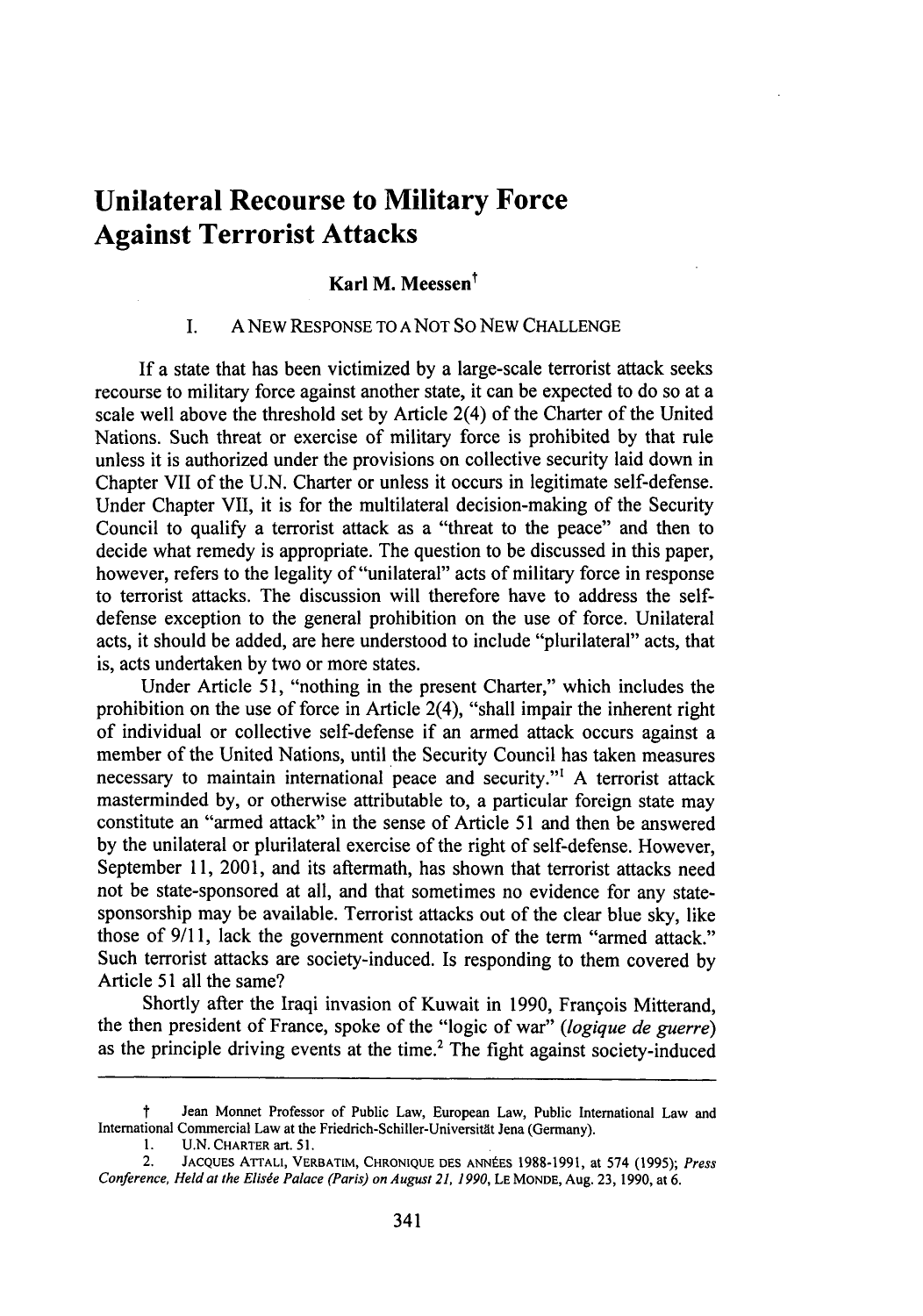# Unilateral Recourse to Military Force Against Terrorist Attacks

### Karl M. Meessen[†]

## I. A New Response to a Not So New Challenge

If a state that has been victimized by a large-scale terrorist attack seeks recourse to military force against another state, it can be expected to do so at a scale well above the threshold set by Article 2(4) of the Charter of the United Nations. Such threat or exercise of military force is prohibited by that rule unless it is authorized under the provisions on collective security laid down in Chapter VII of the U.N. Charter or unless it occurs in legitimate self-defense. Under Chapter VII, it is for the multilateral decision-making of the Security Council to qualify a terrorist attack as a "threat to the peace" and then to decide what remedy is appropriate. The question to be discussed in this paper, however, refers to the legality of "unilateral" acts of military force in response to terrorist attacks. The discussion will therefore have to address the self-defense exception to the general prohibition on the use of force. Unilateral acts, it should be added, are here understood to include "plurilateral" acts, that is, acts undertaken by two or more states.

Under Article 51, "nothing in the present Charter," which includes the prohibition on the use of force in Article 2(4), "shall impair the inherent right of individual or collective self-defense if an armed attack occurs against a member of the United Nations, until the Security Council has taken measures necessary to maintain international peace and security."[1] A terrorist attack masterminded by, or otherwise attributable to, a particular foreign state may constitute an "armed attack" in the sense of Article 51 and then be answered by the unilateral or plurilateral exercise of the right of self-defense. However, September 11, 2001, and its aftermath, has shown that terrorist attacks need not be state-sponsored at all, and that sometimes no evidence for any state-sponsorship may be available. Terrorist attacks out of the clear blue sky, like those of 9/11, lack the government connotation of the term "armed attack." Such terrorist attacks are society-induced. Is responding to them covered by Article 51 all the same?

Shortly after the Iraqi invasion of Kuwait in 1990, François Mitterand, the then president of France, spoke of the "logic of war" (*logique de guerre*) as the principle driving events at the time.[2] The fight against society-induced

---

† Jean Monnet Professor of Public Law, European Law, Public International Law and International Commercial Law at the Friedrich-Schiller-Universität Jena (Germany).

1. U.N. CHARTER art. 51.

2. JACQUES ATTALI, VERBATIM, CHRONIQUE DES ANNÉES 1988-1991, at 574 (1995); *Press Conference, Held at the Elisée Palace (Paris) on August 21, 1990*, LE MONDE, Aug. 23, 1990, at 6.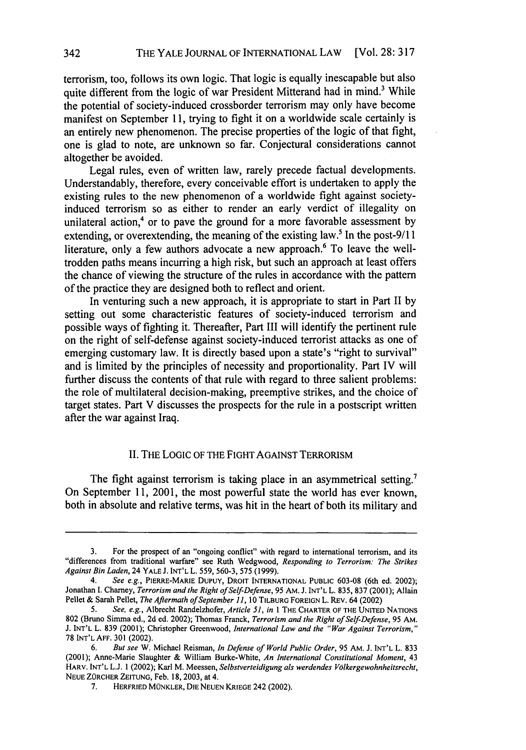terrorism, too, follows its own logic. That logic is equally inescapable but also quite different from the logic of war President Mitterand had in mind.[3] While the potential of society-induced crossborder terrorism may only have become manifest on September 11, trying to fight it on a worldwide scale certainly is an entirely new phenomenon. The precise properties of the logic of that fight, one is glad to note, are unknown so far. Conjectural considerations cannot altogether be avoided.

Legal rules, even of written law, rarely precede factual developments. Understandably, therefore, every conceivable effort is undertaken to apply the existing rules to the new phenomenon of a worldwide fight against society-induced terrorism so as either to render an early verdict of illegality on unilateral action,[4] or to pave the ground for a more favorable assessment by extending, or overextending, the meaning of the existing law.[5] In the post-9/11 literature, only a few authors advocate a new approach.[6] To leave the well-trodden paths means incurring a high risk, but such an approach at least offers the chance of viewing the structure of the rules in accordance with the pattern of the practice they are designed both to reflect and orient.

In venturing such a new approach, it is appropriate to start in Part II by setting out some characteristic features of society-induced terrorism and possible ways of fighting it. Thereafter, Part III will identify the pertinent rule on the right of self-defense against society-induced terrorist attacks as one of emerging customary law. It is directly based upon a state's "right to survival" and is limited by the principles of necessity and proportionality. Part IV will further discuss the contents of that rule with regard to three salient problems: the role of multilateral decision-making, preemptive strikes, and the choice of target states. Part V discusses the prospects for the rule in a postscript written after the war against Iraq.

## II. THE LOGIC OF THE FIGHT AGAINST TERRORISM

The fight against terrorism is taking place in an asymmetrical setting.[7] On September 11, 2001, the most powerful state the world has ever known, both in absolute and relative terms, was hit in the heart of both its military and

---

3. For the prospect of an "ongoing conflict" with regard to international terrorism, and its "differences from traditional warfare" see Ruth Wedgwood, *Responding to Terrorism: The Strikes Against Bin Laden*, 24 YALE J. INT'L L. 559, 560-3, 575 (1999).

4. *See e.g.*, PIERRE-MARIE DUPUY, DROIT INTERNATIONAL PUBLIC 603-08 (6th ed. 2002); Jonathan I. Charney, *Terrorism and the Right of Self-Defense*, 95 AM. J. INT'L L. 835, 837 (2001); Allain Pellet & Sarah Pellet, *The Aftermath of September 11*, 10 TILBURG FOREIGN L. REV. 64 (2002)

5. *See, e.g.*, Albrecht Randelzhofer, *Article 51*, *in* 1 THE CHARTER OF THE UNITED NATIONS 802 (Bruno Simma ed., 2d ed. 2002); Thomas Franck, *Terrorism and the Right of Self-Defense*, 95 AM. J. INT'L L. 839 (2001); Christopher Greenwood, *International Law and the "War Against Terrorism,"* 78 INT'L AFF. 301 (2002).

6. *But see* W. Michael Reisman, *In Defense of World Public Order*, 95 AM. J. INT'L L. 833 (2001); Anne-Marie Slaughter & William Burke-White, *An International Constitutional Moment*, 43 HARV. INT'L L.J. 1 (2002); Karl M. Meessen, *Selbstverteidigung als werdendes Völkergewohnheitsrecht*, NEUE ZÜRCHER ZEITUNG, Feb. 18, 2003, at 4.

7. HERFRIED MÜNKLER, DIE NEUEN KRIEGE 242 (2002).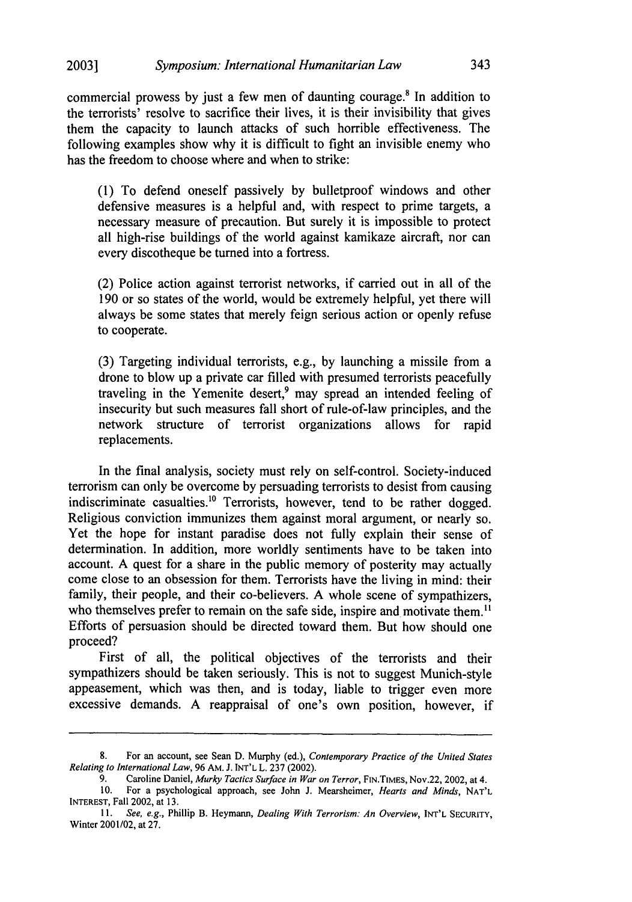commercial prowess by just a few men of daunting courage.[8] In addition to the terrorists' resolve to sacrifice their lives, it is their invisibility that gives them the capacity to launch attacks of such horrible effectiveness. The following examples show why it is difficult to fight an invisible enemy who has the freedom to choose where and when to strike:

> (1) To defend oneself passively by bulletproof windows and other defensive measures is a helpful and, with respect to prime targets, a necessary measure of precaution. But surely it is impossible to protect all high-rise buildings of the world against kamikaze aircraft, nor can every discotheque be turned into a fortress.
>
> (2) Police action against terrorist networks, if carried out in all of the 190 or so states of the world, would be extremely helpful, yet there will always be some states that merely feign serious action or openly refuse to cooperate.
>
> (3) Targeting individual terrorists, e.g., by launching a missile from a drone to blow up a private car filled with presumed terrorists peacefully traveling in the Yemenite desert,[9] may spread an intended feeling of insecurity but such measures fall short of rule-of-law principles, and the network structure of terrorist organizations allows for rapid replacements.

In the final analysis, society must rely on self-control. Society-induced terrorism can only be overcome by persuading terrorists to desist from causing indiscriminate casualties.[10] Terrorists, however, tend to be rather dogged. Religious conviction immunizes them against moral argument, or nearly so. Yet the hope for instant paradise does not fully explain their sense of determination. In addition, more worldly sentiments have to be taken into account. A quest for a share in the public memory of posterity may actually come close to an obsession for them. Terrorists have the living in mind: their family, their people, and their co-believers. A whole scene of sympathizers, who themselves prefer to remain on the safe side, inspire and motivate them.[11] Efforts of persuasion should be directed toward them. But how should one proceed?

First of all, the political objectives of the terrorists and their sympathizers should be taken seriously. This is not to suggest Munich-style appeasement, which was then, and is today, liable to trigger even more excessive demands. A reappraisal of one's own position, however, if

---

8. For an account, see Sean D. Murphy (ed.), *Contemporary Practice of the United States Relating to International Law*, 96 AM. J. INT'L L. 237 (2002).

9. Caroline Daniel, *Murky Tactics Surface in War on Terror*, FIN.TIMES, Nov.22, 2002, at 4.

10. For a psychological approach, see John J. Mearsheimer, *Hearts and Minds*, NAT'L INTEREST, Fall 2002, at 13.

11. *See, e.g.*, Phillip B. Heymann, *Dealing With Terrorism: An Overview*, INT'L SECURITY, Winter 2001/02, at 27.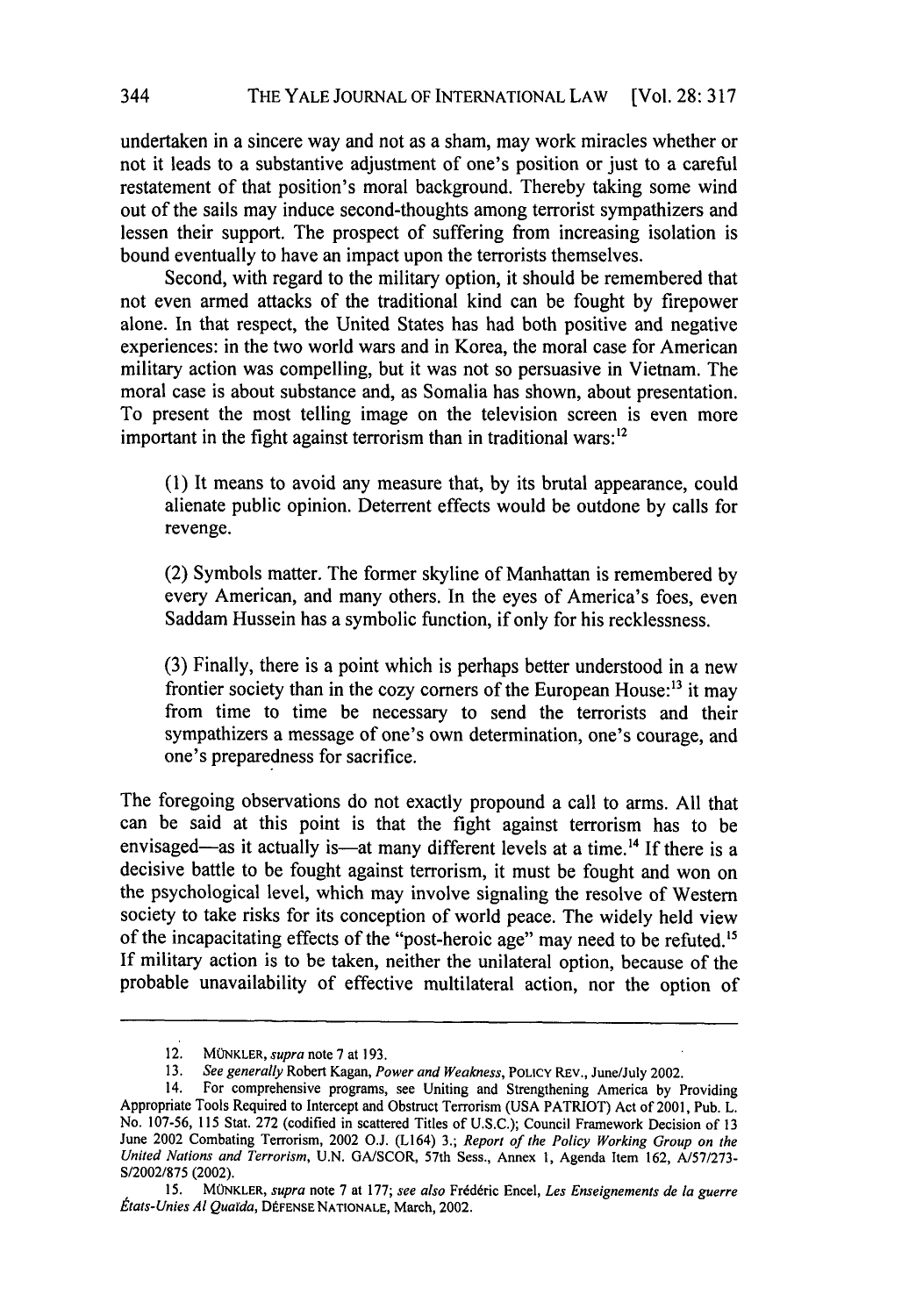undertaken in a sincere way and not as a sham, may work miracles whether or not it leads to a substantive adjustment of one's position or just to a careful restatement of that position's moral background. Thereby taking some wind out of the sails may induce second-thoughts among terrorist sympathizers and lessen their support. The prospect of suffering from increasing isolation is bound eventually to have an impact upon the terrorists themselves.

Second, with regard to the military option, it should be remembered that not even armed attacks of the traditional kind can be fought by firepower alone. In that respect, the United States has had both positive and negative experiences: in the two world wars and in Korea, the moral case for American military action was compelling, but it was not so persuasive in Vietnam. The moral case is about substance and, as Somalia has shown, about presentation. To present the most telling image on the television screen is even more important in the fight against terrorism than in traditional wars:[12]

> (1) It means to avoid any measure that, by its brutal appearance, could alienate public opinion. Deterrent effects would be outdone by calls for revenge.
>
> (2) Symbols matter. The former skyline of Manhattan is remembered by every American, and many others. In the eyes of America's foes, even Saddam Hussein has a symbolic function, if only for his recklessness.
>
> (3) Finally, there is a point which is perhaps better understood in a new frontier society than in the cozy corners of the European House:[13] it may from time to time be necessary to send the terrorists and their sympathizers a message of one's own determination, one's courage, and one's preparedness for sacrifice.

The foregoing observations do not exactly propound a call to arms. All that can be said at this point is that the fight against terrorism has to be envisaged—as it actually is—at many different levels at a time.[14] If there is a decisive battle to be fought against terrorism, it must be fought and won on the psychological level, which may involve signaling the resolve of Western society to take risks for its conception of world peace. The widely held view of the incapacitating effects of the "post-heroic age" may need to be refuted.[15] If military action is to be taken, neither the unilateral option, because of the probable unavailability of effective multilateral action, nor the option of

---

12. MÜNKLER, *supra* note 7 at 193.

13. *See generally* Robert Kagan, *Power and Weakness*, POLICY REV., June/July 2002.

14. For comprehensive programs, see Uniting and Strengthening America by Providing Appropriate Tools Required to Intercept and Obstruct Terrorism (USA PATRIOT) Act of 2001, Pub. L. No. 107-56, 115 Stat. 272 (codified in scattered Titles of U.S.C.); Council Framework Decision of 13 June 2002 Combating Terrorism, 2002 O.J. (L164) 3.; *Report of the Policy Working Group on the United Nations and Terrorism*, U.N. GA/SCOR, 57th Sess., Annex 1, Agenda Item 162, A/57/273-S/2002/875 (2002).

15. MÜNKLER, *supra* note 7 at 177; *see also* Frédéric Encel, *Les Enseignements de la guerre États-Unies Al Quaïda*, DÉFENSE NATIONALE, March, 2002.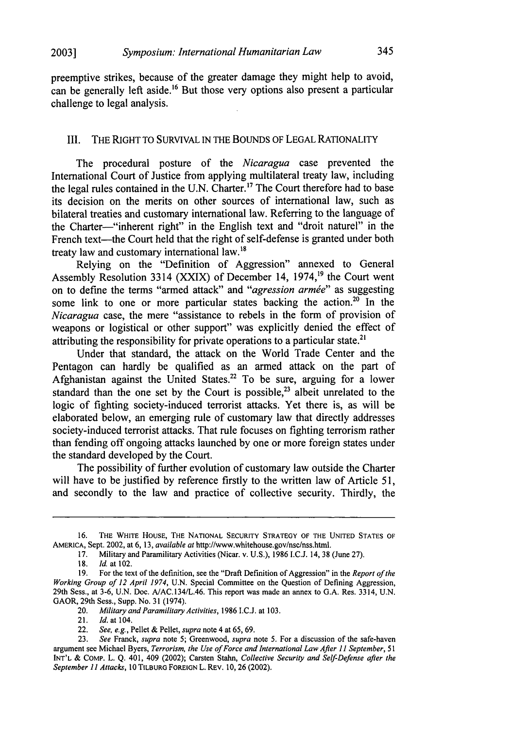preemptive strikes, because of the greater damage they might help to avoid, can be generally left aside.[16] But those very options also present a particular challenge to legal analysis.

## III. THE RIGHT TO SURVIVAL IN THE BOUNDS OF LEGAL RATIONALITY

The procedural posture of the *Nicaragua* case prevented the International Court of Justice from applying multilateral treaty law, including the legal rules contained in the U.N. Charter.[17] The Court therefore had to base its decision on the merits on other sources of international law, such as bilateral treaties and customary international law. Referring to the language of the Charter—"inherent right" in the English text and "droit naturel" in the French text—the Court held that the right of self-defense is granted under both treaty law and customary international law.[18]

Relying on the "Definition of Aggression" annexed to General Assembly Resolution 3314 (XXIX) of December 14, 1974,[19] the Court went on to define the terms "armed attack" and "*agression armée*" as suggesting some link to one or more particular states backing the action.[20] In the *Nicaragua* case, the mere "assistance to rebels in the form of provision of weapons or logistical or other support" was explicitly denied the effect of attributing the responsibility for private operations to a particular state.[21]

Under that standard, the attack on the World Trade Center and the Pentagon can hardly be qualified as an armed attack on the part of Afghanistan against the United States.[22] To be sure, arguing for a lower standard than the one set by the Court is possible,[23] albeit unrelated to the logic of fighting society-induced terrorist attacks. Yet there is, as will be elaborated below, an emerging rule of customary law that directly addresses society-induced terrorist attacks. That rule focuses on fighting terrorism rather than fending off ongoing attacks launched by one or more foreign states under the standard developed by the Court.

The possibility of further evolution of customary law outside the Charter will have to be justified by reference firstly to the written law of Article 51, and secondly to the law and practice of collective security. Thirdly, the

---

16. THE WHITE HOUSE, THE NATIONAL SECURITY STRATEGY OF THE UNITED STATES OF AMERICA, Sept. 2002, at 6, 13, *available at* http://www.whitehouse.gov/nsc/nss.html.

17. Military and Paramilitary Activities (Nicar. v. U.S.), 1986 I.C.J. 14, 38 (June 27).

18. *Id.* at 102.

19. For the text of the definition, see the "Draft Definition of Aggression" in the *Report of the Working Group of 12 April 1974*, U.N. Special Committee on the Question of Defining Aggression, 29th Sess., at 3-6, U.N. Doc. A/AC.134/L.46. This report was made an annex to G.A. Res. 3314, U.N. GAOR, 29th Sess., Supp. No. 31 (1974).

20. *Military and Paramilitary Activities*, 1986 I.C.J. at 103.

21. *Id.* at 104.

22. *See, e.g.*, Pellet & Pellet, *supra* note 4 at 65, 69.

23. *See* Franck, *supra* note 5; Greenwood, *supra* note 5. For a discussion of the safe-haven argument see Michael Byers, *Terrorism, the Use of Force and International Law After 11 September*, 51 INT'L & COMP. L. Q. 401, 409 (2002); Carsten Stahn, *Collective Security and Self-Defense after the September 11 Attacks*, 10 TILBURG FOREIGN L. REV. 10, 26 (2002).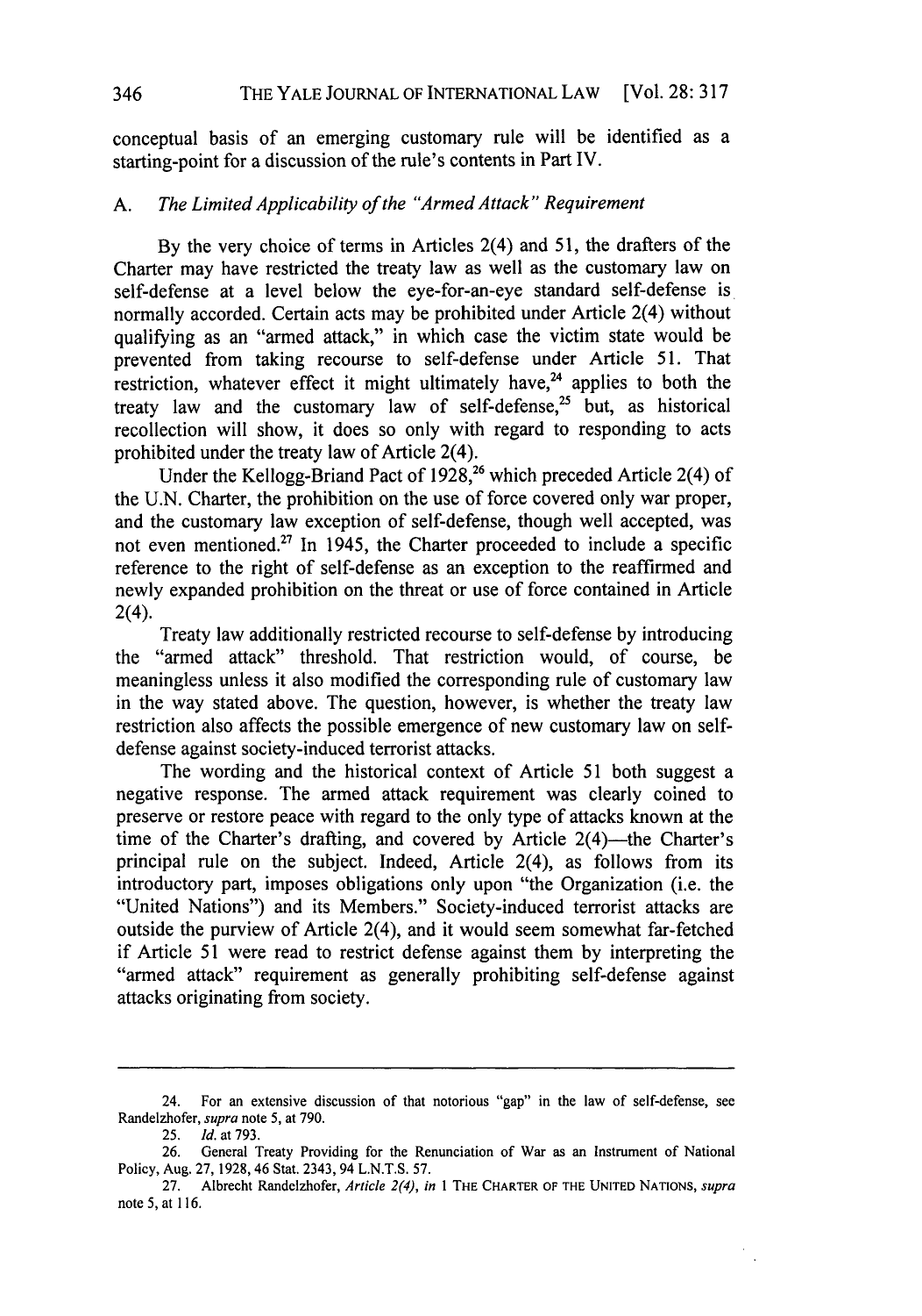conceptual basis of an emerging customary rule will be identified as a starting-point for a discussion of the rule's contents in Part IV.

### A. *The Limited Applicability of the "Armed Attack" Requirement*

By the very choice of terms in Articles 2(4) and 51, the drafters of the Charter may have restricted the treaty law as well as the customary law on self-defense at a level below the eye-for-an-eye standard self-defense is normally accorded. Certain acts may be prohibited under Article 2(4) without qualifying as an "armed attack," in which case the victim state would be prevented from taking recourse to self-defense under Article 51. That restriction, whatever effect it might ultimately have,[24] applies to both the treaty law and the customary law of self-defense,[25] but, as historical recollection will show, it does so only with regard to responding to acts prohibited under the treaty law of Article 2(4).

Under the Kellogg-Briand Pact of 1928,[26] which preceded Article 2(4) of the U.N. Charter, the prohibition on the use of force covered only war proper, and the customary law exception of self-defense, though well accepted, was not even mentioned.[27] In 1945, the Charter proceeded to include a specific reference to the right of self-defense as an exception to the reaffirmed and newly expanded prohibition on the threat or use of force contained in Article 2(4).

Treaty law additionally restricted recourse to self-defense by introducing the "armed attack" threshold. That restriction would, of course, be meaningless unless it also modified the corresponding rule of customary law in the way stated above. The question, however, is whether the treaty law restriction also affects the possible emergence of new customary law on self-defense against society-induced terrorist attacks.

The wording and the historical context of Article 51 both suggest a negative response. The armed attack requirement was clearly coined to preserve or restore peace with regard to the only type of attacks known at the time of the Charter's drafting, and covered by Article 2(4)—the Charter's principal rule on the subject. Indeed, Article 2(4), as follows from its introductory part, imposes obligations only upon "the Organization (i.e. the "United Nations") and its Members." Society-induced terrorist attacks are outside the purview of Article 2(4), and it would seem somewhat far-fetched if Article 51 were read to restrict defense against them by interpreting the "armed attack" requirement as generally prohibiting self-defense against attacks originating from society.

---

24. For an extensive discussion of that notorious "gap" in the law of self-defense, see Randelzhofer, *supra* note 5, at 790.

25. *Id.* at 793.

26. General Treaty Providing for the Renunciation of War as an Instrument of National Policy, Aug. 27, 1928, 46 Stat. 2343, 94 L.N.T.S. 57.

27. Albrecht Randelzhofer, *Article 2(4)*, *in* 1 THE CHARTER OF THE UNITED NATIONS, *supra* note 5, at 116.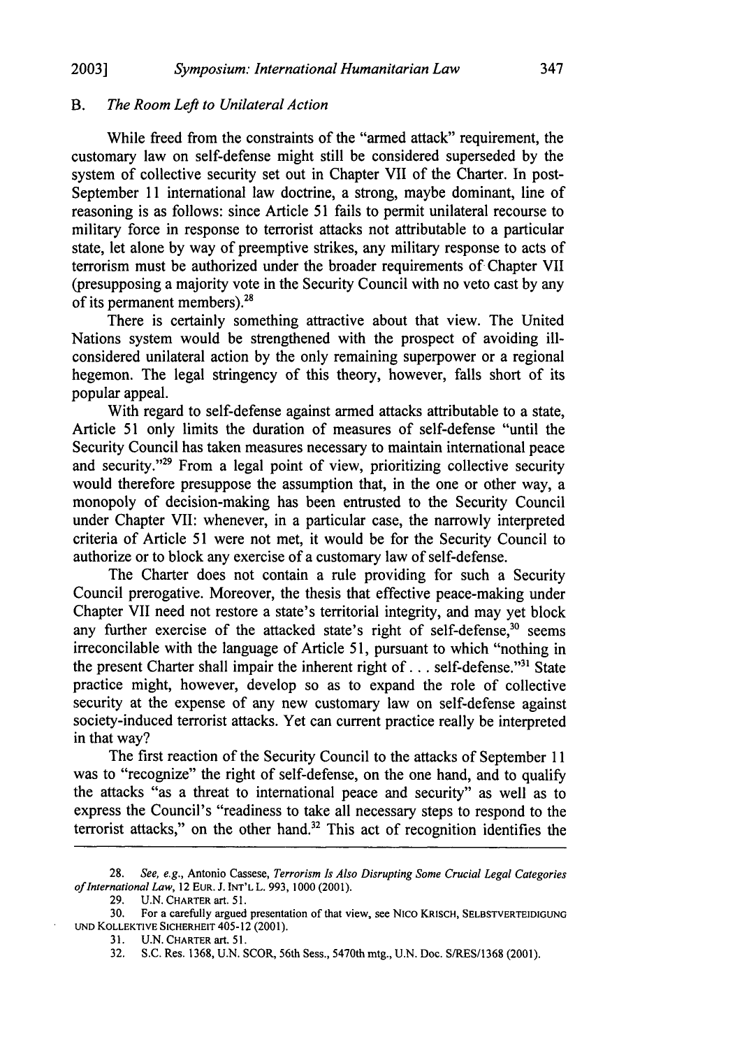### B. *The Room Left to Unilateral Action*

While freed from the constraints of the "armed attack" requirement, the customary law on self-defense might still be considered superseded by the system of collective security set out in Chapter VII of the Charter. In post-September 11 international law doctrine, a strong, maybe dominant, line of reasoning is as follows: since Article 51 fails to permit unilateral recourse to military force in response to terrorist attacks not attributable to a particular state, let alone by way of preemptive strikes, any military response to acts of terrorism must be authorized under the broader requirements of Chapter VII (presupposing a majority vote in the Security Council with no veto cast by any of its permanent members).[28]

There is certainly something attractive about that view. The United Nations system would be strengthened with the prospect of avoiding ill-considered unilateral action by the only remaining superpower or a regional hegemon. The legal stringency of this theory, however, falls short of its popular appeal.

With regard to self-defense against armed attacks attributable to a state, Article 51 only limits the duration of measures of self-defense "until the Security Council has taken measures necessary to maintain international peace and security."[29] From a legal point of view, prioritizing collective security would therefore presuppose the assumption that, in the one or other way, a monopoly of decision-making has been entrusted to the Security Council under Chapter VII: whenever, in a particular case, the narrowly interpreted criteria of Article 51 were not met, it would be for the Security Council to authorize or to block any exercise of a customary law of self-defense.

The Charter does not contain a rule providing for such a Security Council prerogative. Moreover, the thesis that effective peace-making under Chapter VII need not restore a state's territorial integrity, and may yet block any further exercise of the attacked state's right of self-defense,[30] seems irreconcilable with the language of Article 51, pursuant to which "nothing in the present Charter shall impair the inherent right of . . . self-defense."[31] State practice might, however, develop so as to expand the role of collective security at the expense of any new customary law on self-defense against society-induced terrorist attacks. Yet can current practice really be interpreted in that way?

The first reaction of the Security Council to the attacks of September 11 was to "recognize" the right of self-defense, on the one hand, and to qualify the attacks "as a threat to international peace and security" as well as to express the Council's "readiness to take all necessary steps to respond to the terrorist attacks," on the other hand.[32] This act of recognition identifies the

---

28. *See, e.g.*, Antonio Cassese, *Terrorism Is Also Disrupting Some Crucial Legal Categories of International Law*, 12 EUR. J. INT'L L. 993, 1000 (2001).

29. U.N. CHARTER art. 51.

30. For a carefully argued presentation of that view, see NICO KRISCH, SELBSTVERTEIDIGUNG UND KOLLEKTIVE SICHERHEIT 405-12 (2001).

31. U.N. CHARTER art. 51.

32. S.C. Res. 1368, U.N. SCOR, 56th Sess., 5470th mtg., U.N. Doc. S/RES/1368 (2001).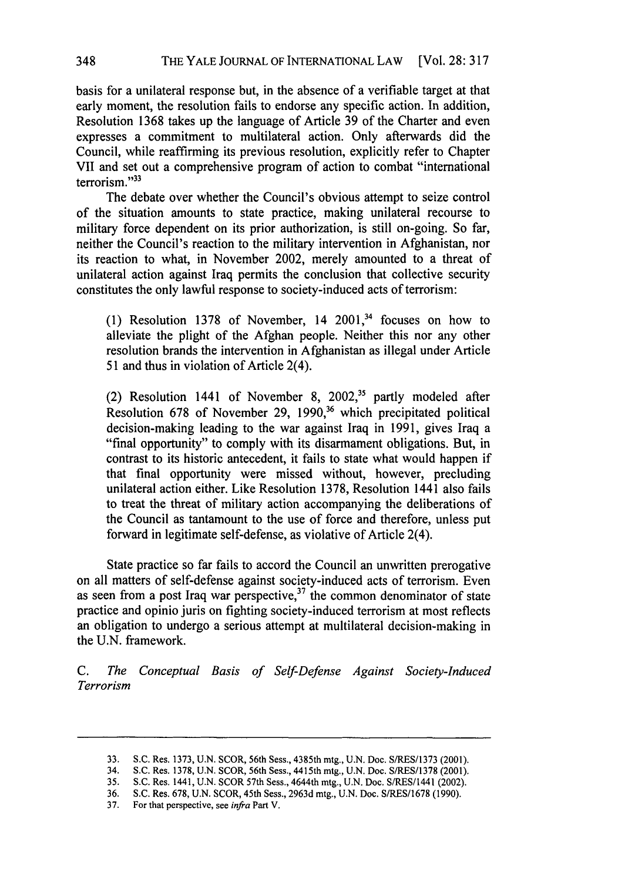basis for a unilateral response but, in the absence of a verifiable target at that early moment, the resolution fails to endorse any specific action. In addition, Resolution 1368 takes up the language of Article 39 of the Charter and even expresses a commitment to multilateral action. Only afterwards did the Council, while reaffirming its previous resolution, explicitly refer to Chapter VII and set out a comprehensive program of action to combat "international terrorism."[33]

The debate over whether the Council's obvious attempt to seize control of the situation amounts to state practice, making unilateral recourse to military force dependent on its prior authorization, is still on-going. So far, neither the Council's reaction to the military intervention in Afghanistan, nor its reaction to what, in November 2002, merely amounted to a threat of unilateral action against Iraq permits the conclusion that collective security constitutes the only lawful response to society-induced acts of terrorism:

> (1) Resolution 1378 of November, 14 2001,[34] focuses on how to alleviate the plight of the Afghan people. Neither this nor any other resolution brands the intervention in Afghanistan as illegal under Article 51 and thus in violation of Article 2(4).
>
> (2) Resolution 1441 of November 8, 2002,[35] partly modeled after Resolution 678 of November 29, 1990,[36] which precipitated political decision-making leading to the war against Iraq in 1991, gives Iraq a "final opportunity" to comply with its disarmament obligations. But, in contrast to its historic antecedent, it fails to state what would happen if that final opportunity were missed without, however, precluding unilateral action either. Like Resolution 1378, Resolution 1441 also fails to treat the threat of military action accompanying the deliberations of the Council as tantamount to the use of force and therefore, unless put forward in legitimate self-defense, as violative of Article 2(4).

State practice so far fails to accord the Council an unwritten prerogative on all matters of self-defense against society-induced acts of terrorism. Even as seen from a post Iraq war perspective,[37] the common denominator of state practice and opinio juris on fighting society-induced terrorism at most reflects an obligation to undergo a serious attempt at multilateral decision-making in the U.N. framework.

### C. *The Conceptual Basis of Self-Defense Against Society-Induced Terrorism*

---

33. S.C. Res. 1373, U.N. SCOR, 56th Sess., 4385th mtg., U.N. Doc. S/RES/1373 (2001).
34. S.C. Res. 1378, U.N. SCOR, 56th Sess., 4415th mtg., U.N. Doc. S/RES/1378 (2001).
35. S.C. Res. 1441, U.N. SCOR 57th Sess., 4644th mtg., U.N. Doc. S/RES/1441 (2002).
36. S.C. Res. 678, U.N. SCOR, 45th Sess., 2963d mtg., U.N. Doc. S/RES/1678 (1990).
37. For that perspective, see *infra* Part V.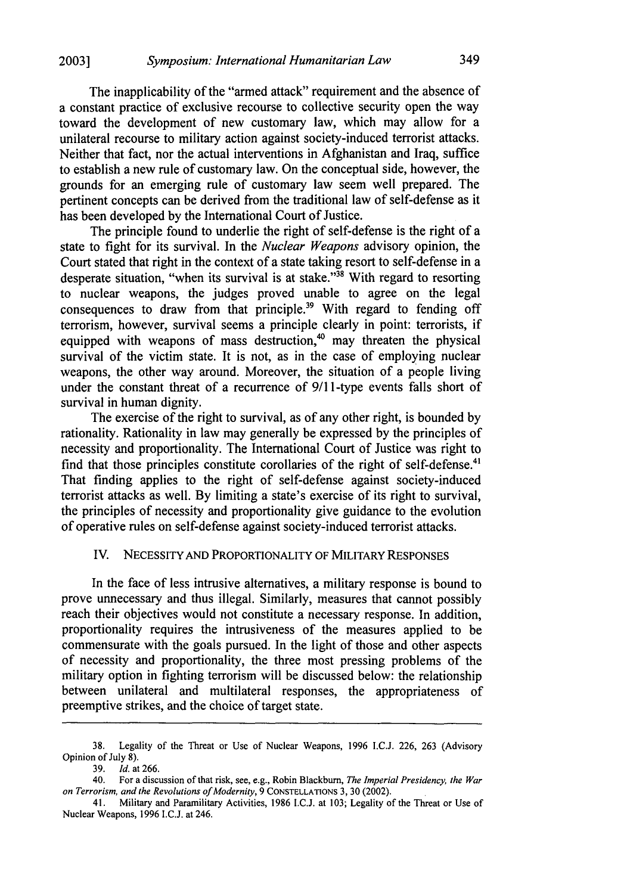The inapplicability of the "armed attack" requirement and the absence of a constant practice of exclusive recourse to collective security open the way toward the development of new customary law, which may allow for a unilateral recourse to military action against society-induced terrorist attacks. Neither that fact, nor the actual interventions in Afghanistan and Iraq, suffice to establish a new rule of customary law. On the conceptual side, however, the grounds for an emerging rule of customary law seem well prepared. The pertinent concepts can be derived from the traditional law of self-defense as it has been developed by the International Court of Justice.

The principle found to underlie the right of self-defense is the right of a state to fight for its survival. In the *Nuclear Weapons* advisory opinion, the Court stated that right in the context of a state taking resort to self-defense in a desperate situation, "when its survival is at stake."[38] With regard to resorting to nuclear weapons, the judges proved unable to agree on the legal consequences to draw from that principle.[39] With regard to fending off terrorism, however, survival seems a principle clearly in point: terrorists, if equipped with weapons of mass destruction,[40] may threaten the physical survival of the victim state. It is not, as in the case of employing nuclear weapons, the other way around. Moreover, the situation of a people living under the constant threat of a recurrence of 9/11-type events falls short of survival in human dignity.

The exercise of the right to survival, as of any other right, is bounded by rationality. Rationality in law may generally be expressed by the principles of necessity and proportionality. The International Court of Justice was right to find that those principles constitute corollaries of the right of self-defense.[41] That finding applies to the right of self-defense against society-induced terrorist attacks as well. By limiting a state's exercise of its right to survival, the principles of necessity and proportionality give guidance to the evolution of operative rules on self-defense against society-induced terrorist attacks.

## IV. NECESSITY AND PROPORTIONALITY OF MILITARY RESPONSES

In the face of less intrusive alternatives, a military response is bound to prove unnecessary and thus illegal. Similarly, measures that cannot possibly reach their objectives would not constitute a necessary response. In addition, proportionality requires the intrusiveness of the measures applied to be commensurate with the goals pursued. In the light of those and other aspects of necessity and proportionality, the three most pressing problems of the military option in fighting terrorism will be discussed below: the relationship between unilateral and multilateral responses, the appropriateness of preemptive strikes, and the choice of target state.

---

38. Legality of the Threat or Use of Nuclear Weapons, 1996 I.C.J. 226, 263 (Advisory Opinion of July 8).

39. *Id.* at 266.

40. For a discussion of that risk, see, e.g., Robin Blackburn, *The Imperial Presidency, the War on Terrorism, and the Revolutions of Modernity*, 9 CONSTELLATIONS 3, 30 (2002).

41. Military and Paramilitary Activities, 1986 I.C.J. at 103; Legality of the Threat or Use of Nuclear Weapons, 1996 I.C.J. at 246.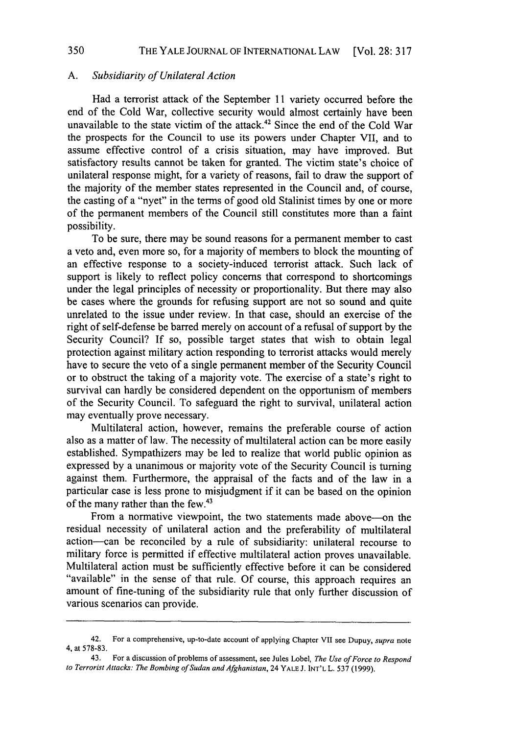### A. *Subsidiarity of Unilateral Action*

Had a terrorist attack of the September 11 variety occurred before the end of the Cold War, collective security would almost certainly have been unavailable to the state victim of the attack.[42] Since the end of the Cold War the prospects for the Council to use its powers under Chapter VII, and to assume effective control of a crisis situation, may have improved. But satisfactory results cannot be taken for granted. The victim state's choice of unilateral response might, for a variety of reasons, fail to draw the support of the majority of the member states represented in the Council and, of course, the casting of a "nyet" in the terms of good old Stalinist times by one or more of the permanent members of the Council still constitutes more than a faint possibility.

To be sure, there may be sound reasons for a permanent member to cast a veto and, even more so, for a majority of members to block the mounting of an effective response to a society-induced terrorist attack. Such lack of support is likely to reflect policy concerns that correspond to shortcomings under the legal principles of necessity or proportionality. But there may also be cases where the grounds for refusing support are not so sound and quite unrelated to the issue under review. In that case, should an exercise of the right of self-defense be barred merely on account of a refusal of support by the Security Council? If so, possible target states that wish to obtain legal protection against military action responding to terrorist attacks would merely have to secure the veto of a single permanent member of the Security Council or to obstruct the taking of a majority vote. The exercise of a state's right to survival can hardly be considered dependent on the opportunism of members of the Security Council. To safeguard the right to survival, unilateral action may eventually prove necessary.

Multilateral action, however, remains the preferable course of action also as a matter of law. The necessity of multilateral action can be more easily established. Sympathizers may be led to realize that world public opinion as expressed by a unanimous or majority vote of the Security Council is turning against them. Furthermore, the appraisal of the facts and of the law in a particular case is less prone to misjudgment if it can be based on the opinion of the many rather than the few.[43]

From a normative viewpoint, the two statements made above—on the residual necessity of unilateral action and the preferability of multilateral action—can be reconciled by a rule of subsidiarity: unilateral recourse to military force is permitted if effective multilateral action proves unavailable. Multilateral action must be sufficiently effective before it can be considered "available" in the sense of that rule. Of course, this approach requires an amount of fine-tuning of the subsidiarity rule that only further discussion of various scenarios can provide.

---

42. For a comprehensive, up-to-date account of applying Chapter VII see Dupuy, *supra* note 4, at 578-83.

43. For a discussion of problems of assessment, see Jules Lobel, *The Use of Force to Respond to Terrorist Attacks: The Bombing of Sudan and Afghanistan*, 24 YALE J. INT'L L. 537 (1999).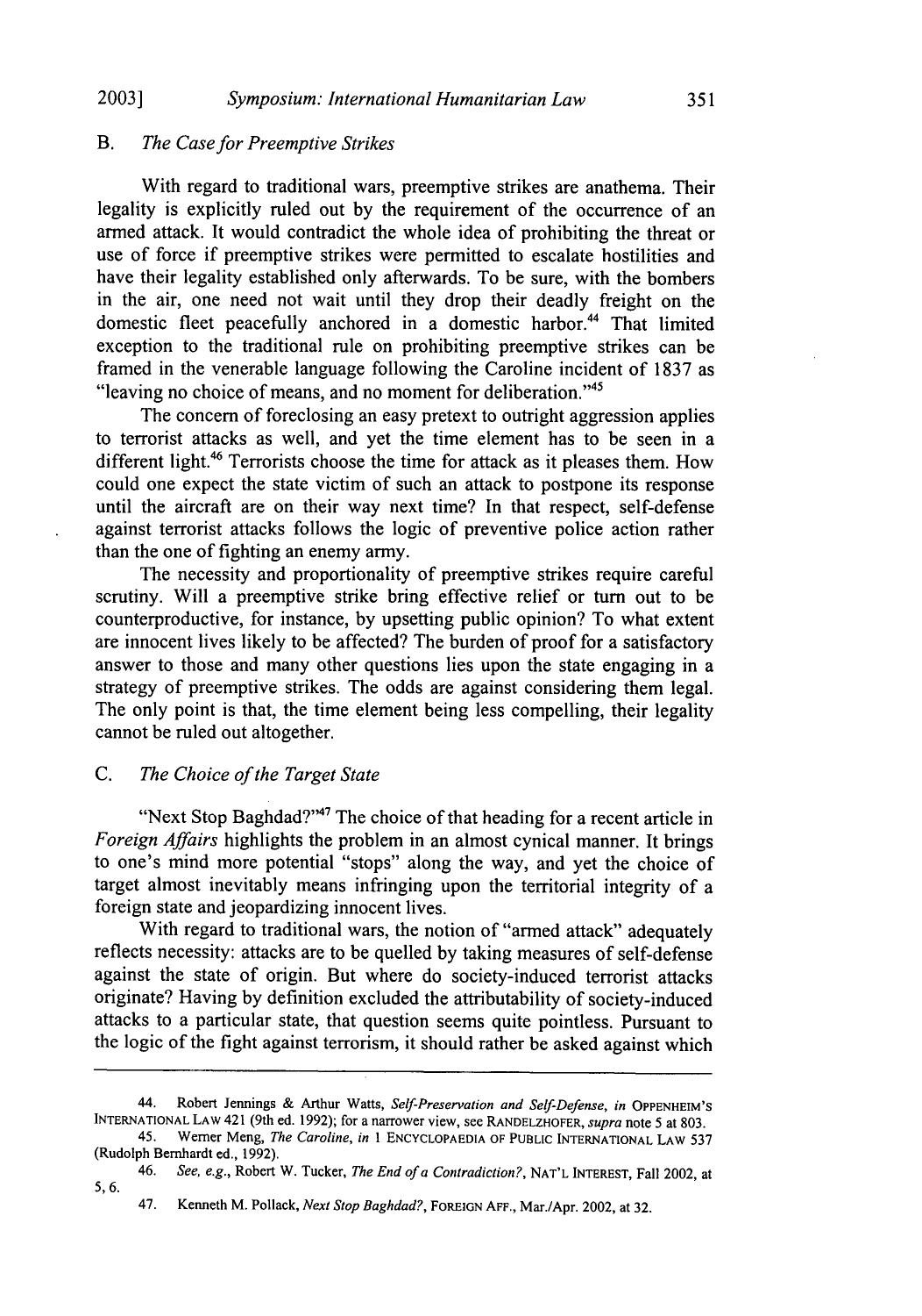### B. *The Case for Preemptive Strikes*

With regard to traditional wars, preemptive strikes are anathema. Their legality is explicitly ruled out by the requirement of the occurrence of an armed attack. It would contradict the whole idea of prohibiting the threat or use of force if preemptive strikes were permitted to escalate hostilities and have their legality established only afterwards. To be sure, with the bombers in the air, one need not wait until they drop their deadly freight on the domestic fleet peacefully anchored in a domestic harbor.[44] That limited exception to the traditional rule on prohibiting preemptive strikes can be framed in the venerable language following the Caroline incident of 1837 as "leaving no choice of means, and no moment for deliberation."[45]

The concern of foreclosing an easy pretext to outright aggression applies to terrorist attacks as well, and yet the time element has to be seen in a different light.[46] Terrorists choose the time for attack as it pleases them. How could one expect the state victim of such an attack to postpone its response until the aircraft are on their way next time? In that respect, self-defense against terrorist attacks follows the logic of preventive police action rather than the one of fighting an enemy army.

The necessity and proportionality of preemptive strikes require careful scrutiny. Will a preemptive strike bring effective relief or turn out to be counterproductive, for instance, by upsetting public opinion? To what extent are innocent lives likely to be affected? The burden of proof for a satisfactory answer to those and many other questions lies upon the state engaging in a strategy of preemptive strikes. The odds are against considering them legal. The only point is that, the time element being less compelling, their legality cannot be ruled out altogether.

### C. *The Choice of the Target State*

"Next Stop Baghdad?"[47] The choice of that heading for a recent article in *Foreign Affairs* highlights the problem in an almost cynical manner. It brings to one's mind more potential "stops" along the way, and yet the choice of target almost inevitably means infringing upon the territorial integrity of a foreign state and jeopardizing innocent lives.

With regard to traditional wars, the notion of "armed attack" adequately reflects necessity: attacks are to be quelled by taking measures of self-defense against the state of origin. But where do society-induced terrorist attacks originate? Having by definition excluded the attributability of society-induced attacks to a particular state, that question seems quite pointless. Pursuant to the logic of the fight against terrorism, it should rather be asked against which

---

44. Robert Jennings & Arthur Watts, *Self-Preservation and Self-Defense*, *in* OPPENHEIM'S INTERNATIONAL LAW 421 (9th ed. 1992); for a narrower view, see RANDELZHOFER, *supra* note 5 at 803.

45. Werner Meng, *The Caroline*, *in* 1 ENCYCLOPAEDIA OF PUBLIC INTERNATIONAL LAW 537 (Rudolph Bernhardt ed., 1992).

46. *See, e.g.*, Robert W. Tucker, *The End of a Contradiction?*, NAT'L INTEREST, Fall 2002, at 5, 6.

47. Kenneth M. Pollack, *Next Stop Baghdad?*, FOREIGN AFF., Mar./Apr. 2002, at 32.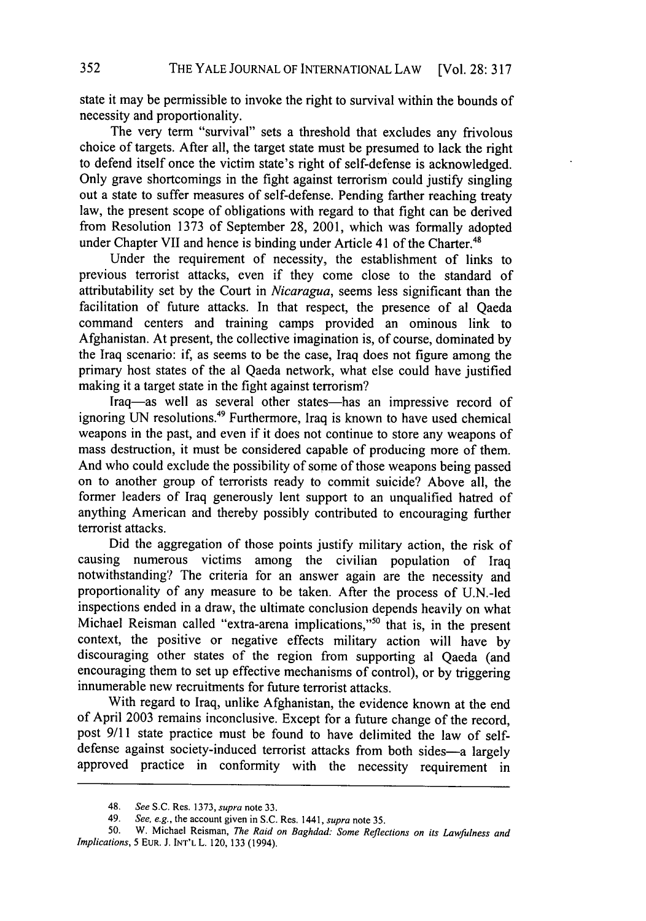state it may be permissible to invoke the right to survival within the bounds of necessity and proportionality.

The very term "survival" sets a threshold that excludes any frivolous choice of targets. After all, the target state must be presumed to lack the right to defend itself once the victim state's right of self-defense is acknowledged. Only grave shortcomings in the fight against terrorism could justify singling out a state to suffer measures of self-defense. Pending farther reaching treaty law, the present scope of obligations with regard to that fight can be derived from Resolution 1373 of September 28, 2001, which was formally adopted under Chapter VII and hence is binding under Article 41 of the Charter.[48]

Under the requirement of necessity, the establishment of links to previous terrorist attacks, even if they come close to the standard of attributability set by the Court in *Nicaragua*, seems less significant than the facilitation of future attacks. In that respect, the presence of al Qaeda command centers and training camps provided an ominous link to Afghanistan. At present, the collective imagination is, of course, dominated by the Iraq scenario: if, as seems to be the case, Iraq does not figure among the primary host states of the al Qaeda network, what else could have justified making it a target state in the fight against terrorism?

Iraq—as well as several other states—has an impressive record of ignoring UN resolutions.[49] Furthermore, Iraq is known to have used chemical weapons in the past, and even if it does not continue to store any weapons of mass destruction, it must be considered capable of producing more of them. And who could exclude the possibility of some of those weapons being passed on to another group of terrorists ready to commit suicide? Above all, the former leaders of Iraq generously lent support to an unqualified hatred of anything American and thereby possibly contributed to encouraging further terrorist attacks.

Did the aggregation of those points justify military action, the risk of causing numerous victims among the civilian population of Iraq notwithstanding? The criteria for an answer again are the necessity and proportionality of any measure to be taken. After the process of U.N.-led inspections ended in a draw, the ultimate conclusion depends heavily on what Michael Reisman called "extra-arena implications,"[50] that is, in the present context, the positive or negative effects military action will have by discouraging other states of the region from supporting al Qaeda (and encouraging them to set up effective mechanisms of control), or by triggering innumerable new recruitments for future terrorist attacks.

With regard to Iraq, unlike Afghanistan, the evidence known at the end of April 2003 remains inconclusive. Except for a future change of the record, post 9/11 state practice must be found to have delimited the law of self-defense against society-induced terrorist attacks from both sides—a largely approved practice in conformity with the necessity requirement in

---

48. *See* S.C. Res. 1373, *supra* note 33.

49. *See, e.g.*, the account given in S.C. Res. 1441, *supra* note 35.

50. W. Michael Reisman, *The Raid on Baghdad: Some Reflections on its Lawfulness and Implications*, 5 EUR. J. INT'L L. 120, 133 (1994).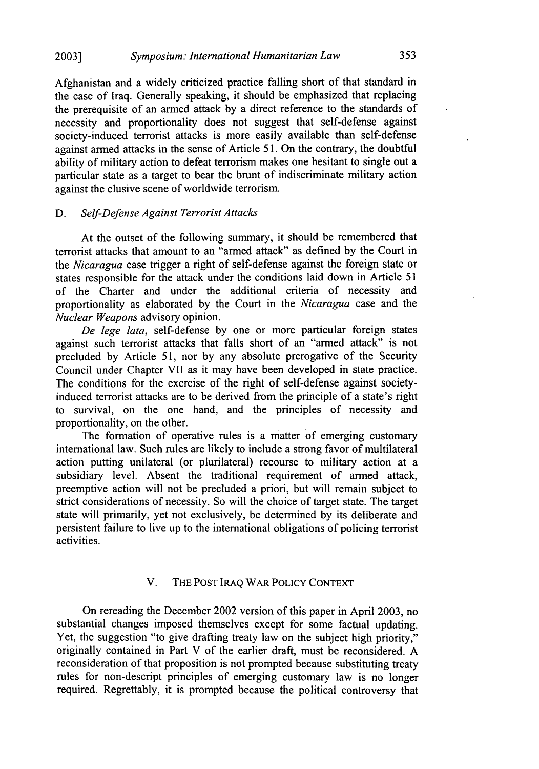Afghanistan and a widely criticized practice falling short of that standard in the case of Iraq. Generally speaking, it should be emphasized that replacing the prerequisite of an armed attack by a direct reference to the standards of necessity and proportionality does not suggest that self-defense against society-induced terrorist attacks is more easily available than self-defense against armed attacks in the sense of Article 51. On the contrary, the doubtful ability of military action to defeat terrorism makes one hesitant to single out a particular state as a target to bear the brunt of indiscriminate military action against the elusive scene of worldwide terrorism.

### D. *Self-Defense Against Terrorist Attacks*

At the outset of the following summary, it should be remembered that terrorist attacks that amount to an "armed attack" as defined by the Court in the *Nicaragua* case trigger a right of self-defense against the foreign state or states responsible for the attack under the conditions laid down in Article 51 of the Charter and under the additional criteria of necessity and proportionality as elaborated by the Court in the *Nicaragua* case and the *Nuclear Weapons* advisory opinion.

*De lege lata*, self-defense by one or more particular foreign states against such terrorist attacks that falls short of an "armed attack" is not precluded by Article 51, nor by any absolute prerogative of the Security Council under Chapter VII as it may have been developed in state practice. The conditions for the exercise of the right of self-defense against society-induced terrorist attacks are to be derived from the principle of a state's right to survival, on the one hand, and the principles of necessity and proportionality, on the other.

The formation of operative rules is a matter of emerging customary international law. Such rules are likely to include a strong favor of multilateral action putting unilateral (or plurilateral) recourse to military action at a subsidiary level. Absent the traditional requirement of armed attack, preemptive action will not be precluded a priori, but will remain subject to strict considerations of necessity. So will the choice of target state. The target state will primarily, yet not exclusively, be determined by its deliberate and persistent failure to live up to the international obligations of policing terrorist activities.

## V. THE POST IRAQ WAR POLICY CONTEXT

On rereading the December 2002 version of this paper in April 2003, no substantial changes imposed themselves except for some factual updating. Yet, the suggestion "to give drafting treaty law on the subject high priority," originally contained in Part V of the earlier draft, must be reconsidered. A reconsideration of that proposition is not prompted because substituting treaty rules for non-descript principles of emerging customary law is no longer required. Regrettably, it is prompted because the political controversy that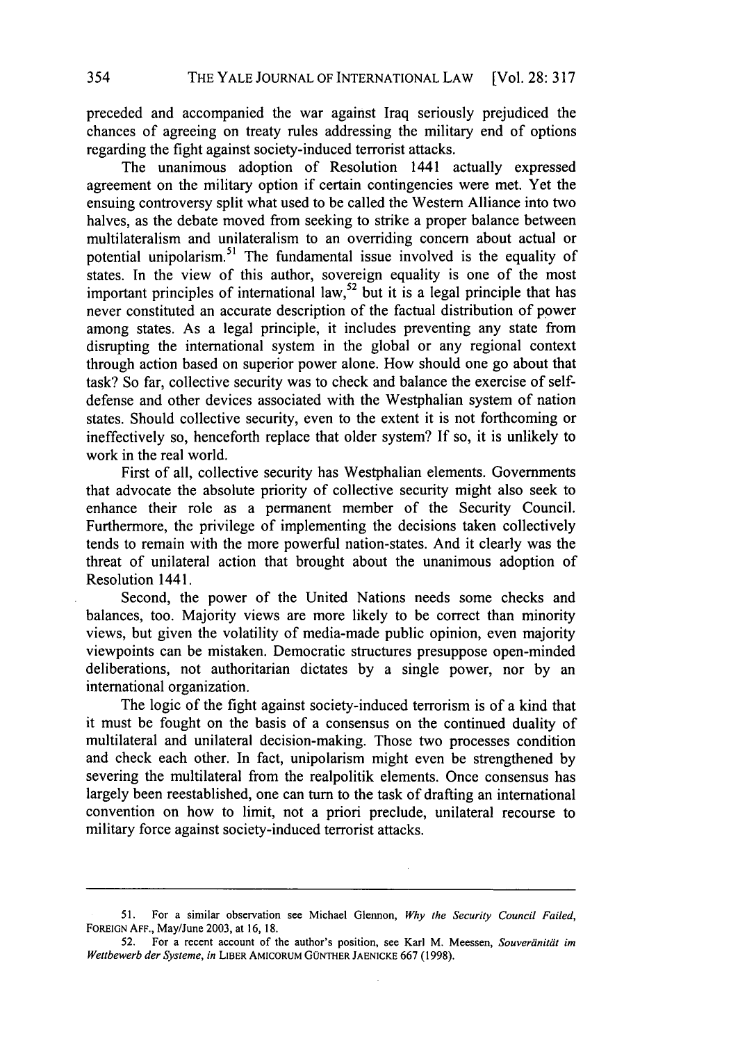preceded and accompanied the war against Iraq seriously prejudiced the chances of agreeing on treaty rules addressing the military end of options regarding the fight against society-induced terrorist attacks.

The unanimous adoption of Resolution 1441 actually expressed agreement on the military option if certain contingencies were met. Yet the ensuing controversy split what used to be called the Western Alliance into two halves, as the debate moved from seeking to strike a proper balance between multilateralism and unilateralism to an overriding concern about actual or potential unipolarism.[51] The fundamental issue involved is the equality of states. In the view of this author, sovereign equality is one of the most important principles of international law,[52] but it is a legal principle that has never constituted an accurate description of the factual distribution of power among states. As a legal principle, it includes preventing any state from disrupting the international system in the global or any regional context through action based on superior power alone. How should one go about that task? So far, collective security was to check and balance the exercise of self-defense and other devices associated with the Westphalian system of nation states. Should collective security, even to the extent it is not forthcoming or ineffectively so, henceforth replace that older system? If so, it is unlikely to work in the real world.

First of all, collective security has Westphalian elements. Governments that advocate the absolute priority of collective security might also seek to enhance their role as a permanent member of the Security Council. Furthermore, the privilege of implementing the decisions taken collectively tends to remain with the more powerful nation-states. And it clearly was the threat of unilateral action that brought about the unanimous adoption of Resolution 1441.

Second, the power of the United Nations needs some checks and balances, too. Majority views are more likely to be correct than minority views, but given the volatility of media-made public opinion, even majority viewpoints can be mistaken. Democratic structures presuppose open-minded deliberations, not authoritarian dictates by a single power, nor by an international organization.

The logic of the fight against society-induced terrorism is of a kind that it must be fought on the basis of a consensus on the continued duality of multilateral and unilateral decision-making. Those two processes condition and check each other. In fact, unipolarism might even be strengthened by severing the multilateral from the realpolitik elements. Once consensus has largely been reestablished, one can turn to the task of drafting an international convention on how to limit, not a priori preclude, unilateral recourse to military force against society-induced terrorist attacks.

---

51. For a similar observation see Michael Glennon, *Why the Security Council Failed*, FOREIGN AFF., May/June 2003, at 16, 18.

52. For a recent account of the author's position, see Karl M. Meessen, *Souveränität im Wettbewerb der Systeme*, *in* LIBER AMICORUM GÜNTHER JAENICKE 667 (1998).